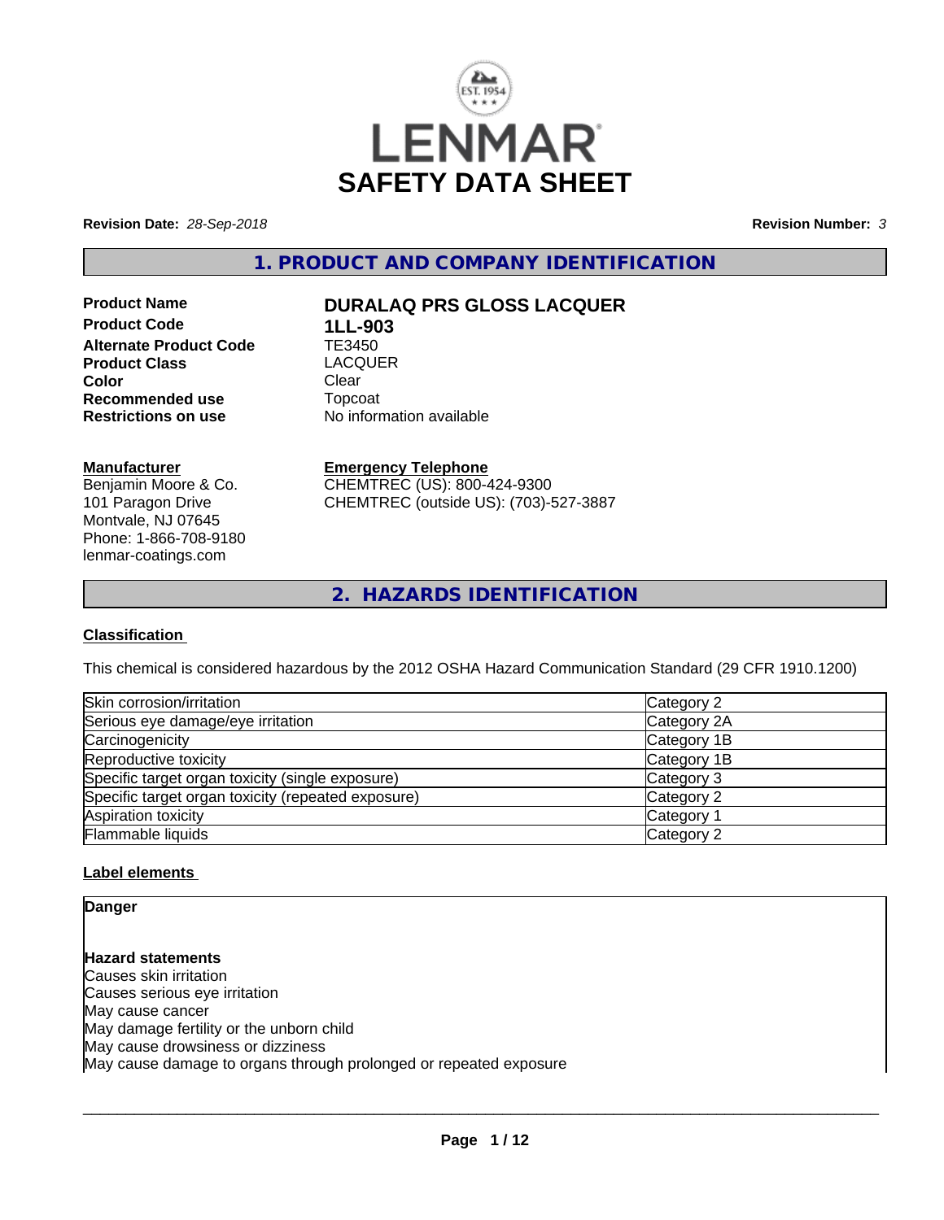# LENMAR

# SAFETY DATA SHEET

**Revision Date:** *28-Sep-2018*

**Revision Number:** *3*

## 1. PRODUCT AND COMPANY IDENTIFICATION

| | |
|---|---|
| **Product Name** | **DURALAQ PRS GLOSS LACQUER** |
| **Product Code** | **1LL-903** |
| **Alternate Product Code** | TE3450 |
| **Product Class** | LACQUER |
| **Color** | Clear |
| **Recommended use** | Topcoat |
| **Restrictions on use** | No information available |

**Manufacturer**
Benjamin Moore & Co.
101 Paragon Drive
Montvale, NJ 07645
Phone: 1-866-708-9180
lenmar-coatings.com

**Emergency Telephone**
CHEMTREC (US): 800-424-9300
CHEMTREC (outside US): (703)-527-3887

## 2. HAZARDS IDENTIFICATION

### Classification

This chemical is considered hazardous by the 2012 OSHA Hazard Communication Standard (29 CFR 1910.1200)

| | |
|---|---|
| Skin corrosion/irritation | Category 2 |
| Serious eye damage/eye irritation | Category 2A |
| Carcinogenicity | Category 1B |
| Reproductive toxicity | Category 1B |
| Specific target organ toxicity (single exposure) | Category 3 |
| Specific target organ toxicity (repeated exposure) | Category 2 |
| Aspiration toxicity | Category 1 |
| Flammable liquids | Category 2 |

### Label elements

**Danger**

**Hazard statements**
Causes skin irritation
Causes serious eye irritation
May cause cancer
May damage fertility or the unborn child
May cause drowsiness or dizziness
May cause damage to organs through prolonged or repeated exposure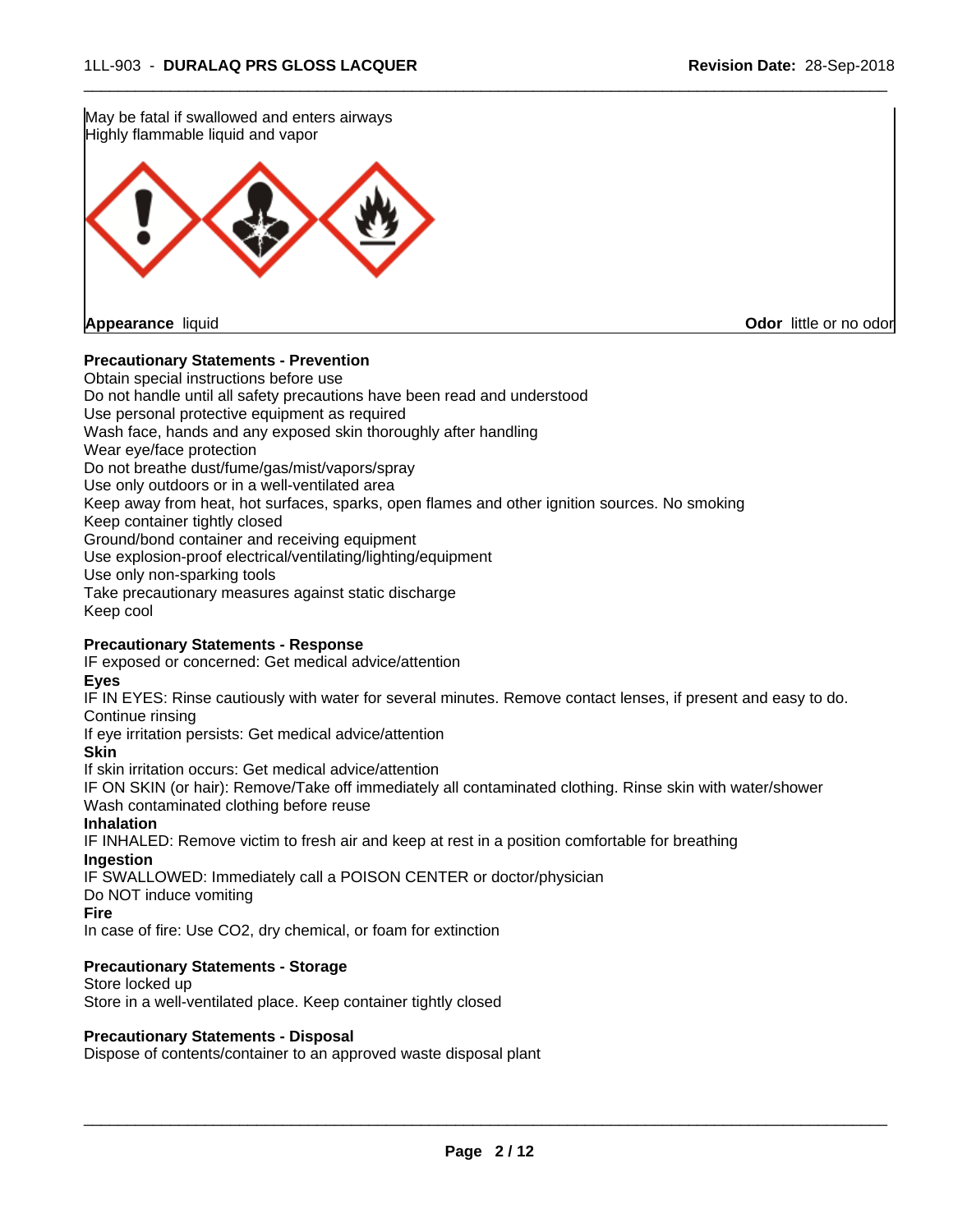May be fatal if swallowed and enters airways
Highly flammable liquid and vapor

**Appearance** liquid **Odor** little or no odor

**Precautionary Statements - Prevention**

Obtain special instructions before use
Do not handle until all safety precautions have been read and understood
Use personal protective equipment as required
Wash face, hands and any exposed skin thoroughly after handling
Wear eye/face protection
Do not breathe dust/fume/gas/mist/vapors/spray
Use only outdoors or in a well-ventilated area
Keep away from heat, hot surfaces, sparks, open flames and other ignition sources. No smoking
Keep container tightly closed
Ground/bond container and receiving equipment
Use explosion-proof electrical/ventilating/lighting/equipment
Use only non-sparking tools
Take precautionary measures against static discharge
Keep cool

**Precautionary Statements - Response**

IF exposed or concerned: Get medical advice/attention

**Eyes**

IF IN EYES: Rinse cautiously with water for several minutes. Remove contact lenses, if present and easy to do. Continue rinsing
If eye irritation persists: Get medical advice/attention

**Skin**

If skin irritation occurs: Get medical advice/attention
IF ON SKIN (or hair): Remove/Take off immediately all contaminated clothing. Rinse skin with water/shower
Wash contaminated clothing before reuse

**Inhalation**

IF INHALED: Remove victim to fresh air and keep at rest in a position comfortable for breathing

**Ingestion**

IF SWALLOWED: Immediately call a POISON CENTER or doctor/physician
Do NOT induce vomiting

**Fire**

In case of fire: Use CO2, dry chemical, or foam for extinction

**Precautionary Statements - Storage**

Store locked up
Store in a well-ventilated place. Keep container tightly closed

**Precautionary Statements - Disposal**

Dispose of contents/container to an approved waste disposal plant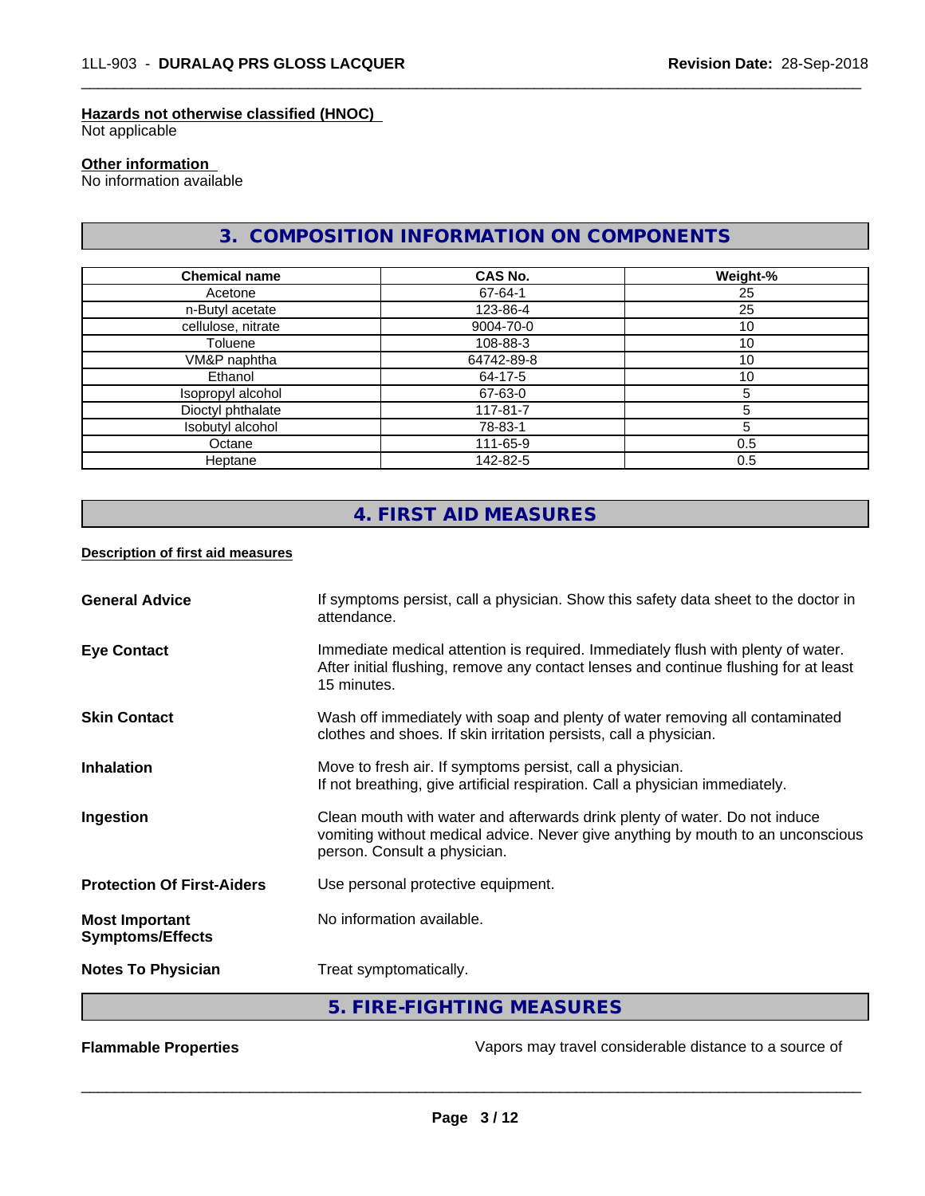**Hazards not otherwise classified (HNOC)**
Not applicable

**Other information**
No information available

## 3. COMPOSITION INFORMATION ON COMPONENTS

| Chemical name | CAS No. | Weight-% |
|---|---|---|
| Acetone | 67-64-1 | 25 |
| n-Butyl acetate | 123-86-4 | 25 |
| cellulose, nitrate | 9004-70-0 | 10 |
| Toluene | 108-88-3 | 10 |
| VM&P naphtha | 64742-89-8 | 10 |
| Ethanol | 64-17-5 | 10 |
| Isopropyl alcohol | 67-63-0 | 5 |
| Dioctyl phthalate | 117-81-7 | 5 |
| Isobutyl alcohol | 78-83-1 | 5 |
| Octane | 111-65-9 | 0.5 |
| Heptane | 142-82-5 | 0.5 |

## 4. FIRST AID MEASURES

**Description of first aid measures**

**General Advice** — If symptoms persist, call a physician. Show this safety data sheet to the doctor in attendance.

**Eye Contact** — Immediate medical attention is required. Immediately flush with plenty of water. After initial flushing, remove any contact lenses and continue flushing for at least 15 minutes.

**Skin Contact** — Wash off immediately with soap and plenty of water removing all contaminated clothes and shoes. If skin irritation persists, call a physician.

**Inhalation** — Move to fresh air. If symptoms persist, call a physician.
If not breathing, give artificial respiration. Call a physician immediately.

**Ingestion** — Clean mouth with water and afterwards drink plenty of water. Do not induce vomiting without medical advice. Never give anything by mouth to an unconscious person. Consult a physician.

**Protection Of First-Aiders** — Use personal protective equipment.

**Most Important Symptoms/Effects** — No information available.

**Notes To Physician** — Treat symptomatically.

## 5. FIRE-FIGHTING MEASURES

**Flammable Properties** — Vapors may travel considerable distance to a source of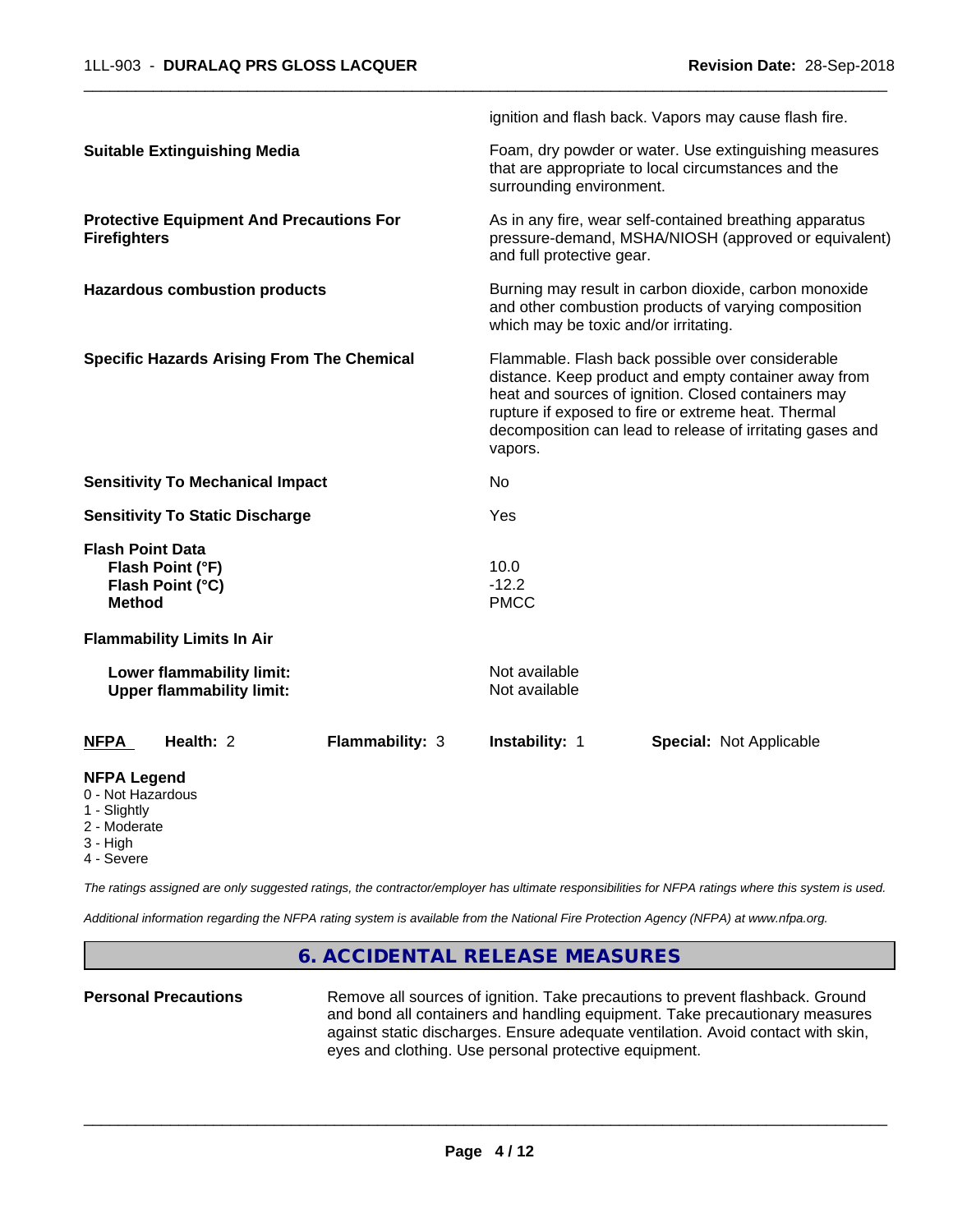ignition and flash back. Vapors may cause flash fire.

| | |
|---|---|
| **Suitable Extinguishing Media** | Foam, dry powder or water. Use extinguishing measures that are appropriate to local circumstances and the surrounding environment. |
| **Protective Equipment And Precautions For Firefighters** | As in any fire, wear self-contained breathing apparatus pressure-demand, MSHA/NIOSH (approved or equivalent) and full protective gear. |
| **Hazardous combustion products** | Burning may result in carbon dioxide, carbon monoxide and other combustion products of varying composition which may be toxic and/or irritating. |
| **Specific Hazards Arising From The Chemical** | Flammable. Flash back possible over considerable distance. Keep product and empty container away from heat and sources of ignition. Closed containers may rupture if exposed to fire or extreme heat. Thermal decomposition can lead to release of irritating gases and vapors. |
| **Sensitivity To Mechanical Impact** | No |
| **Sensitivity To Static Discharge** | Yes |

**Flash Point Data**

| | |
|---|---|
| **Flash Point (°F)** | 10.0 |
| **Flash Point (°C)** | -12.2 |
| **Method** | PMCC |

**Flammability Limits In Air**

| | |
|---|---|
| **Lower flammability limit:** | Not available |
| **Upper flammability limit:** | Not available |

| **NFPA** | **Health:** 2 | **Flammability:** 3 | **Instability:** 1 | **Special:** Not Applicable |
|---|---|---|---|---|

**NFPA Legend**

- 0 - Not Hazardous
- 1 - Slightly
- 2 - Moderate
- 3 - High
- 4 - Severe

*The ratings assigned are only suggested ratings, the contractor/employer has ultimate responsibilities for NFPA ratings where this system is used.*

*Additional information regarding the NFPA rating system is available from the National Fire Protection Agency (NFPA) at www.nfpa.org.*

## 6. ACCIDENTAL RELEASE MEASURES

| | |
|---|---|
| **Personal Precautions** | Remove all sources of ignition. Take precautions to prevent flashback. Ground and bond all containers and handling equipment. Take precautionary measures against static discharges. Ensure adequate ventilation. Avoid contact with skin, eyes and clothing. Use personal protective equipment. |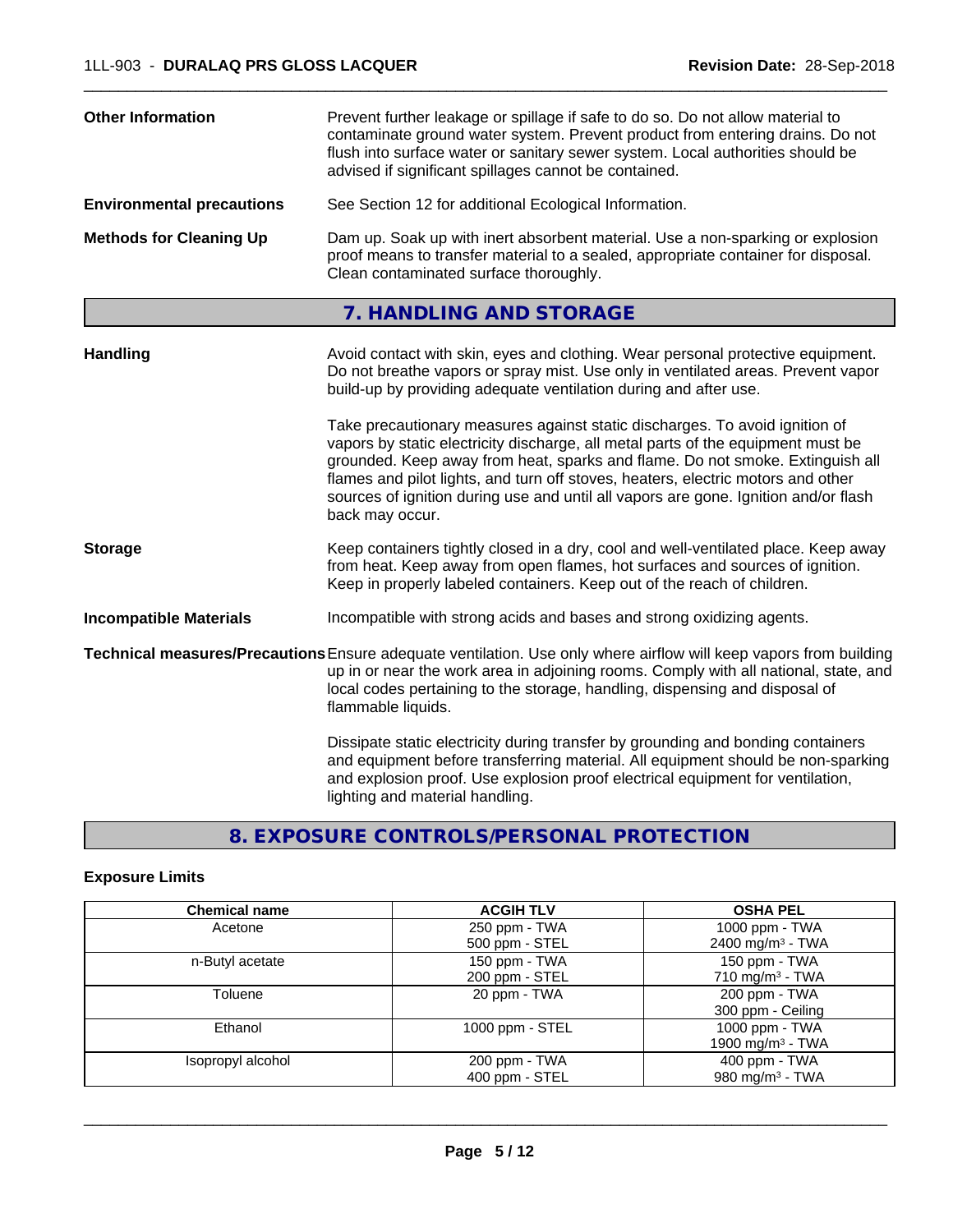**Other Information**

Prevent further leakage or spillage if safe to do so. Do not allow material to contaminate ground water system. Prevent product from entering drains. Do not flush into surface water or sanitary sewer system. Local authorities should be advised if significant spillages cannot be contained.

**Environmental precautions**

See Section 12 for additional Ecological Information.

**Methods for Cleaning Up**

Dam up. Soak up with inert absorbent material. Use a non-sparking or explosion proof means to transfer material to a sealed, appropriate container for disposal. Clean contaminated surface thoroughly.

## 7. HANDLING AND STORAGE

**Handling**

Avoid contact with skin, eyes and clothing. Wear personal protective equipment. Do not breathe vapors or spray mist. Use only in ventilated areas. Prevent vapor build-up by providing adequate ventilation during and after use.

Take precautionary measures against static discharges. To avoid ignition of vapors by static electricity discharge, all metal parts of the equipment must be grounded. Keep away from heat, sparks and flame. Do not smoke. Extinguish all flames and pilot lights, and turn off stoves, heaters, electric motors and other sources of ignition during use and until all vapors are gone. Ignition and/or flash back may occur.

**Storage**

Keep containers tightly closed in a dry, cool and well-ventilated place. Keep away from heat. Keep away from open flames, hot surfaces and sources of ignition. Keep in properly labeled containers. Keep out of the reach of children.

**Incompatible Materials**

Incompatible with strong acids and bases and strong oxidizing agents.

**Technical measures/Precautions**

Ensure adequate ventilation. Use only where airflow will keep vapors from building up in or near the work area in adjoining rooms. Comply with all national, state, and local codes pertaining to the storage, handling, dispensing and disposal of flammable liquids.

Dissipate static electricity during transfer by grounding and bonding containers and equipment before transferring material. All equipment should be non-sparking and explosion proof. Use explosion proof electrical equipment for ventilation, lighting and material handling.

## 8. EXPOSURE CONTROLS/PERSONAL PROTECTION

**Exposure Limits**

| Chemical name | ACGIH TLV | OSHA PEL |
|---|---|---|
| Acetone | 250 ppm - TWA<br>500 ppm - STEL | 1000 ppm - TWA<br>2400 mg/m³ - TWA |
| n-Butyl acetate | 150 ppm - TWA<br>200 ppm - STEL | 150 ppm - TWA<br>710 mg/m³ - TWA |
| Toluene | 20 ppm - TWA | 200 ppm - TWA<br>300 ppm - Ceiling |
| Ethanol | 1000 ppm - STEL | 1000 ppm - TWA<br>1900 mg/m³ - TWA |
| Isopropyl alcohol | 200 ppm - TWA<br>400 ppm - STEL | 400 ppm - TWA<br>980 mg/m³ - TWA |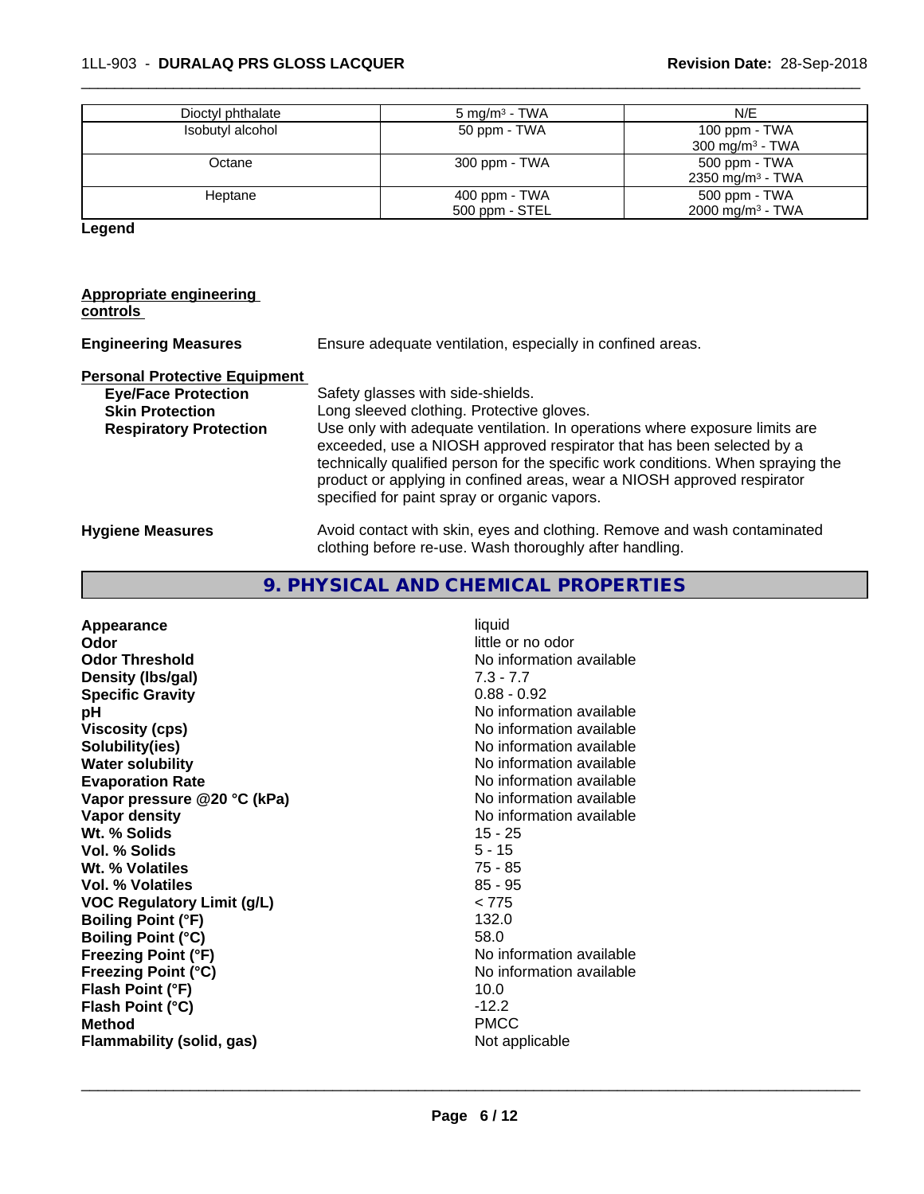| Dioctyl phthalate | 5 mg/m³ - TWA | N/E |
|---|---|---|
| Isobutyl alcohol | 50 ppm - TWA | 100 ppm - TWA<br>300 mg/m³ - TWA |
| Octane | 300 ppm - TWA | 500 ppm - TWA<br>2350 mg/m³ - TWA |
| Heptane | 400 ppm - TWA<br>500 ppm - STEL | 500 ppm - TWA<br>2000 mg/m³ - TWA |

**Legend**

**Appropriate engineering controls**

**Engineering Measures** Ensure adequate ventilation, especially in confined areas.

**Personal Protective Equipment**

**Eye/Face Protection** Safety glasses with side-shields.

**Skin Protection** Long sleeved clothing. Protective gloves.

**Respiratory Protection** Use only with adequate ventilation. In operations where exposure limits are exceeded, use a NIOSH approved respirator that has been selected by a technically qualified person for the specific work conditions. When spraying the product or applying in confined areas, wear a NIOSH approved respirator specified for paint spray or organic vapors.

**Hygiene Measures** Avoid contact with skin, eyes and clothing. Remove and wash contaminated clothing before re-use. Wash thoroughly after handling.

## 9. PHYSICAL AND CHEMICAL PROPERTIES

| | |
|---|---|
| **Appearance** | liquid |
| **Odor** | little or no odor |
| **Odor Threshold** | No information available |
| **Density (lbs/gal)** | 7.3 - 7.7 |
| **Specific Gravity** | 0.88 - 0.92 |
| **pH** | No information available |
| **Viscosity (cps)** | No information available |
| **Solubility(ies)** | No information available |
| **Water solubility** | No information available |
| **Evaporation Rate** | No information available |
| **Vapor pressure @20 °C (kPa)** | No information available |
| **Vapor density** | No information available |
| **Wt. % Solids** | 15 - 25 |
| **Vol. % Solids** | 5 - 15 |
| **Wt. % Volatiles** | 75 - 85 |
| **Vol. % Volatiles** | 85 - 95 |
| **VOC Regulatory Limit (g/L)** | < 775 |
| **Boiling Point (°F)** | 132.0 |
| **Boiling Point (°C)** | 58.0 |
| **Freezing Point (°F)** | No information available |
| **Freezing Point (°C)** | No information available |
| **Flash Point (°F)** | 10.0 |
| **Flash Point (°C)** | -12.2 |
| **Method** | PMCC |
| **Flammability (solid, gas)** | Not applicable |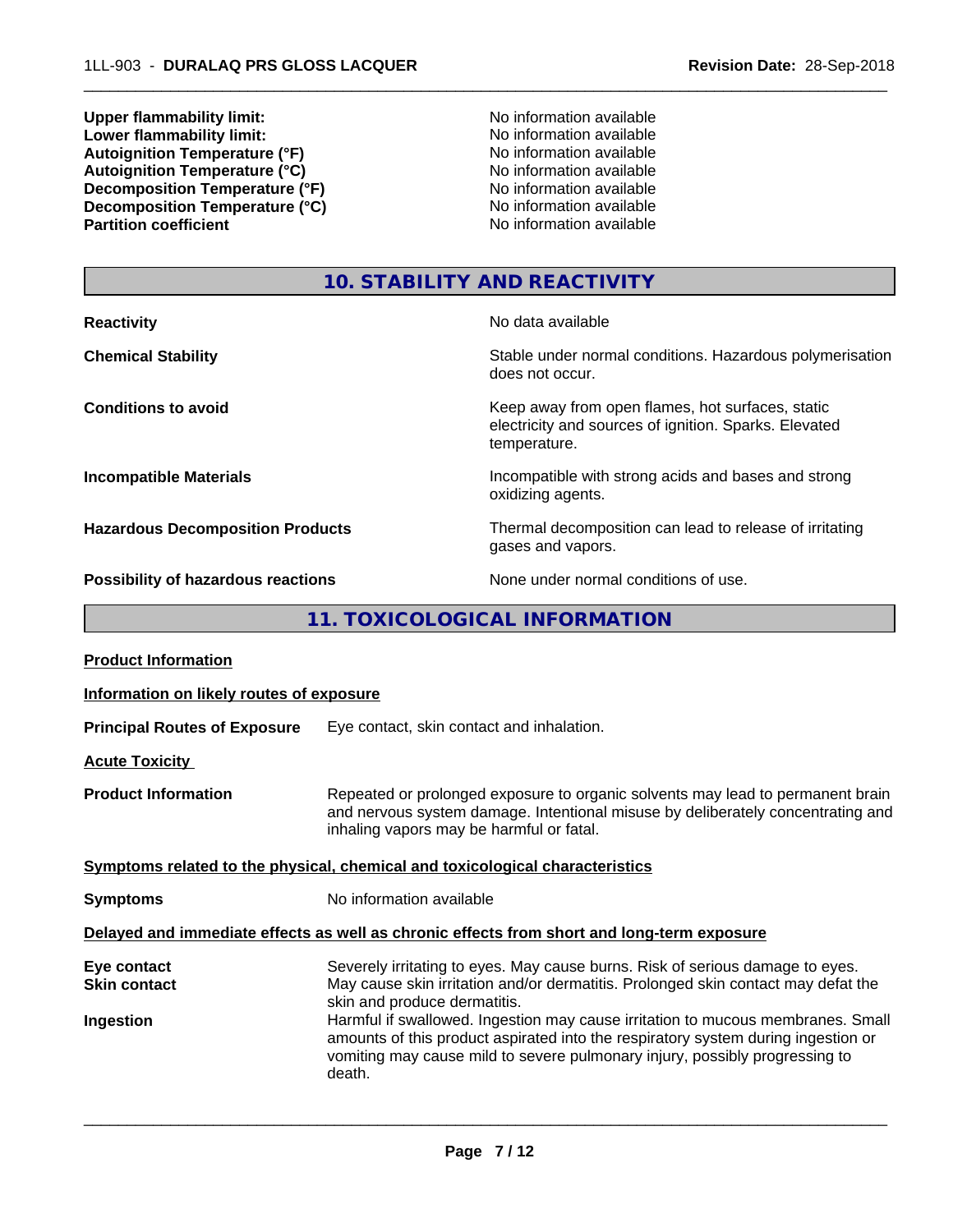| | |
|---|---|
| **Upper flammability limit:** | No information available |
| **Lower flammability limit:** | No information available |
| **Autoignition Temperature (°F)** | No information available |
| **Autoignition Temperature (°C)** | No information available |
| **Decomposition Temperature (°F)** | No information available |
| **Decomposition Temperature (°C)** | No information available |
| **Partition coefficient** | No information available |

## 10. STABILITY AND REACTIVITY

| | |
|---|---|
| **Reactivity** | No data available |
| **Chemical Stability** | Stable under normal conditions. Hazardous polymerisation does not occur. |
| **Conditions to avoid** | Keep away from open flames, hot surfaces, static electricity and sources of ignition. Sparks. Elevated temperature. |
| **Incompatible Materials** | Incompatible with strong acids and bases and strong oxidizing agents. |
| **Hazardous Decomposition Products** | Thermal decomposition can lead to release of irritating gases and vapors. |
| **Possibility of hazardous reactions** | None under normal conditions of use. |

## 11. TOXICOLOGICAL INFORMATION

**Product Information**

**Information on likely routes of exposure**

**Principal Routes of Exposure** Eye contact, skin contact and inhalation.

**Acute Toxicity**

**Product Information** Repeated or prolonged exposure to organic solvents may lead to permanent brain and nervous system damage. Intentional misuse by deliberately concentrating and inhaling vapors may be harmful or fatal.

**Symptoms related to the physical, chemical and toxicological characteristics**

**Symptoms** No information available

**Delayed and immediate effects as well as chronic effects from short and long-term exposure**

| | |
|---|---|
| **Eye contact** | Severely irritating to eyes. May cause burns. Risk of serious damage to eyes. |
| **Skin contact** | May cause skin irritation and/or dermatitis. Prolonged skin contact may defat the skin and produce dermatitis. |
| **Ingestion** | Harmful if swallowed. Ingestion may cause irritation to mucous membranes. Small amounts of this product aspirated into the respiratory system during ingestion or vomiting may cause mild to severe pulmonary injury, possibly progressing to death. |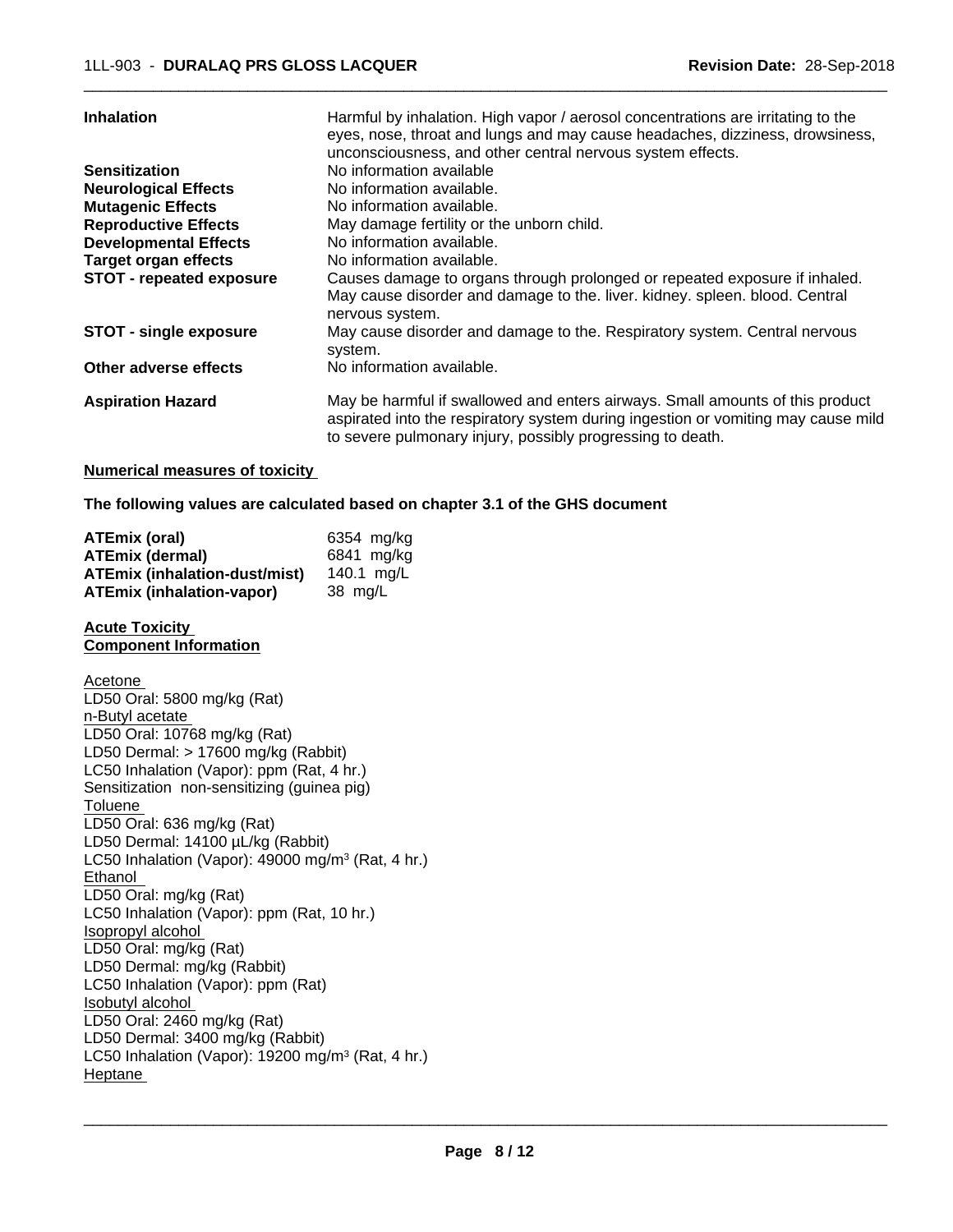| | |
|---|---|
| **Inhalation** | Harmful by inhalation. High vapor / aerosol concentrations are irritating to the eyes, nose, throat and lungs and may cause headaches, dizziness, drowsiness, unconsciousness, and other central nervous system effects. |
| **Sensitization** | No information available |
| **Neurological Effects** | No information available. |
| **Mutagenic Effects** | No information available. |
| **Reproductive Effects** | May damage fertility or the unborn child. |
| **Developmental Effects** | No information available. |
| **Target organ effects** | No information available. |
| **STOT - repeated exposure** | Causes damage to organs through prolonged or repeated exposure if inhaled. May cause disorder and damage to the. liver. kidney. spleen. blood. Central nervous system. |
| **STOT - single exposure** | May cause disorder and damage to the. Respiratory system. Central nervous system. |
| **Other adverse effects** | No information available. |
| **Aspiration Hazard** | May be harmful if swallowed and enters airways. Small amounts of this product aspirated into the respiratory system during ingestion or vomiting may cause mild to severe pulmonary injury, possibly progressing to death. |

**Numerical measures of toxicity**

**The following values are calculated based on chapter 3.1 of the GHS document**

| | |
|---|---|
| **ATEmix (oral)** | 6354 mg/kg |
| **ATEmix (dermal)** | 6841 mg/kg |
| **ATEmix (inhalation-dust/mist)** | 140.1 mg/L |
| **ATEmix (inhalation-vapor)** | 38 mg/L |

**Acute Toxicity**
**Component Information**

Acetone
LD50 Oral: 5800 mg/kg (Rat)
n-Butyl acetate
LD50 Oral: 10768 mg/kg (Rat)
LD50 Dermal: > 17600 mg/kg (Rabbit)
LC50 Inhalation (Vapor): ppm (Rat, 4 hr.)
Sensitization non-sensitizing (guinea pig)
Toluene
LD50 Oral: 636 mg/kg (Rat)
LD50 Dermal: 14100 µL/kg (Rabbit)
LC50 Inhalation (Vapor): 49000 mg/m$^3$ (Rat, 4 hr.)
Ethanol
LD50 Oral: mg/kg (Rat)
LC50 Inhalation (Vapor): ppm (Rat, 10 hr.)
Isopropyl alcohol
LD50 Oral: mg/kg (Rat)
LD50 Dermal: mg/kg (Rabbit)
LC50 Inhalation (Vapor): ppm (Rat)
Isobutyl alcohol
LD50 Oral: 2460 mg/kg (Rat)
LD50 Dermal: 3400 mg/kg (Rabbit)
LC50 Inhalation (Vapor): 19200 mg/m$^3$ (Rat, 4 hr.)
Heptane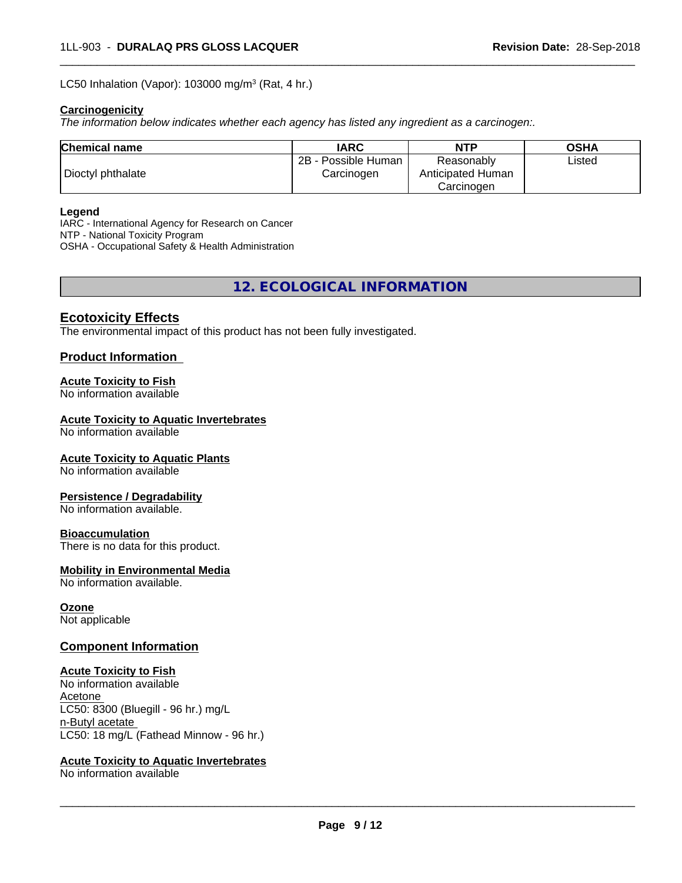LC50 Inhalation (Vapor): 103000 mg/m$^3$ (Rat, 4 hr.)

**Carcinogenicity**

*The information below indicates whether each agency has listed any ingredient as a carcinogen:.*

| Chemical name | IARC | NTP | OSHA |
|---|---|---|---|
| Dioctyl phthalate | 2B - Possible Human Carcinogen | Reasonably Anticipated Human Carcinogen | Listed |

**Legend**

IARC - International Agency for Research on Cancer
NTP - National Toxicity Program
OSHA - Occupational Safety & Health Administration

## 12. ECOLOGICAL INFORMATION

### Ecotoxicity Effects

The environmental impact of this product has not been fully investigated.

### Product Information

**Acute Toxicity to Fish**
No information available

**Acute Toxicity to Aquatic Invertebrates**
No information available

**Acute Toxicity to Aquatic Plants**
No information available

**Persistence / Degradability**
No information available.

**Bioaccumulation**
There is no data for this product.

**Mobility in Environmental Media**
No information available.

**Ozone**
Not applicable

### Component Information

**Acute Toxicity to Fish**
No information available
Acetone
LC50: 8300 (Bluegill - 96 hr.) mg/L
n-Butyl acetate
LC50: 18 mg/L (Fathead Minnow - 96 hr.)

**Acute Toxicity to Aquatic Invertebrates**
No information available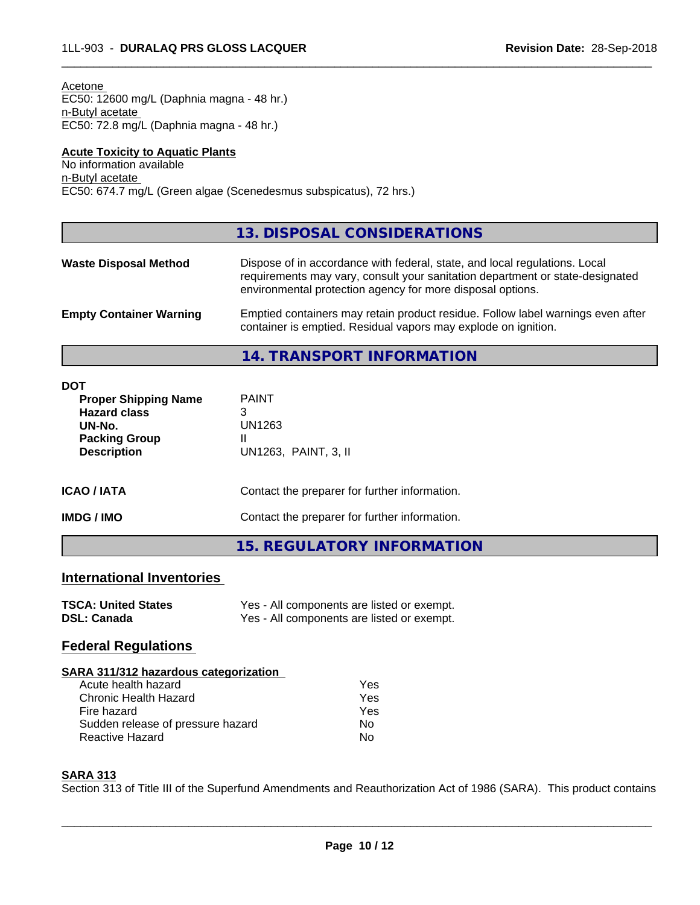Acetone
EC50: 12600 mg/L (Daphnia magna - 48 hr.)
n-Butyl acetate
EC50: 72.8 mg/L (Daphnia magna - 48 hr.)

**Acute Toxicity to Aquatic Plants**
No information available
n-Butyl acetate
EC50: 674.7 mg/L (Green algae (Scenedesmus subspicatus), 72 hrs.)

## 13. DISPOSAL CONSIDERATIONS

| | |
|---|---|
| **Waste Disposal Method** | Dispose of in accordance with federal, state, and local regulations. Local requirements may vary, consult your sanitation department or state-designated environmental protection agency for more disposal options. |
| **Empty Container Warning** | Emptied containers may retain product residue. Follow label warnings even after container is emptied. Residual vapors may explode on ignition. |

## 14. TRANSPORT INFORMATION

**DOT**

| | |
|---|---|
| **Proper Shipping Name** | PAINT |
| **Hazard class** | 3 |
| **UN-No.** | UN1263 |
| **Packing Group** | II |
| **Description** | UN1263, PAINT, 3, II |

| | |
|---|---|
| **ICAO / IATA** | Contact the preparer for further information. |
| **IMDG / IMO** | Contact the preparer for further information. |

## 15. REGULATORY INFORMATION

### International Inventories

| | |
|---|---|
| **TSCA: United States** | Yes - All components are listed or exempt. |
| **DSL: Canada** | Yes - All components are listed or exempt. |

### Federal Regulations

**SARA 311/312 hazardous categorization**

| | |
|---|---|
| Acute health hazard | Yes |
| Chronic Health Hazard | Yes |
| Fire hazard | Yes |
| Sudden release of pressure hazard | No |
| Reactive Hazard | No |

**SARA 313**
Section 313 of Title III of the Superfund Amendments and Reauthorization Act of 1986 (SARA). This product contains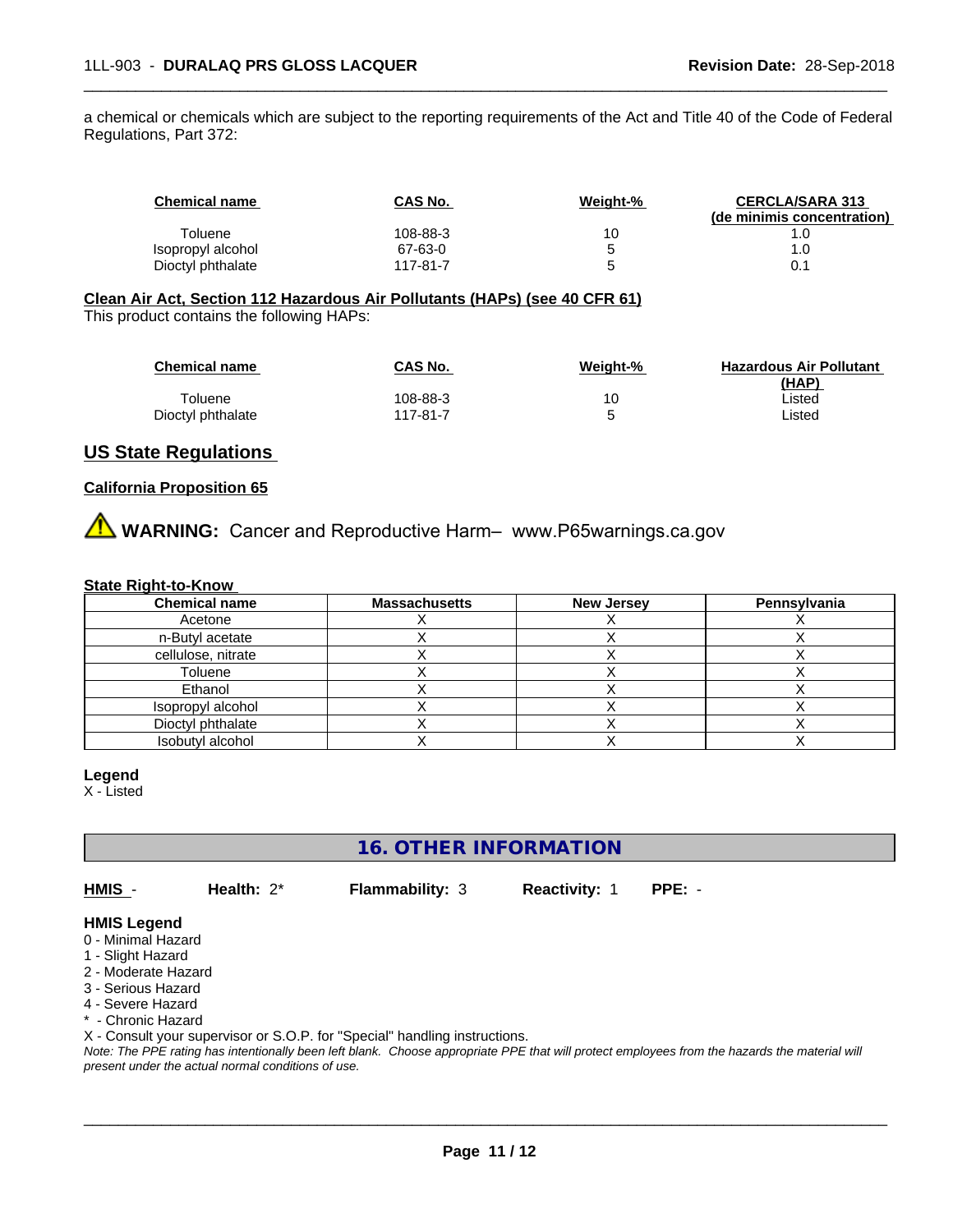a chemical or chemicals which are subject to the reporting requirements of the Act and Title 40 of the Code of Federal Regulations, Part 372:

| Chemical name | CAS No. | Weight-% | CERCLA/SARA 313 (de minimis concentration) |
|---|---|---|---|
| Toluene | 108-88-3 | 10 | 1.0 |
| Isopropyl alcohol | 67-63-0 | 5 | 1.0 |
| Dioctyl phthalate | 117-81-7 | 5 | 0.1 |

**Clean Air Act, Section 112 Hazardous Air Pollutants (HAPs) (see 40 CFR 61)**

This product contains the following HAPs:

| Chemical name | CAS No. | Weight-% | Hazardous Air Pollutant (HAP) |
|---|---|---|---|
| Toluene | 108-88-3 | 10 | Listed |
| Dioctyl phthalate | 117-81-7 | 5 | Listed |

## US State Regulations

**California Proposition 65**

⚠ **WARNING:** Cancer and Reproductive Harm– www.P65warnings.ca.gov

**State Right-to-Know**

| Chemical name | Massachusetts | New Jersey | Pennsylvania |
|---|---|---|---|
| Acetone | X | X | X |
| n-Butyl acetate | X | X | X |
| cellulose, nitrate | X | X | X |
| Toluene | X | X | X |
| Ethanol | X | X | X |
| Isopropyl alcohol | X | X | X |
| Dioctyl phthalate | X | X | X |
| Isobutyl alcohol | X | X | X |

**Legend**

X - Listed

## 16. OTHER INFORMATION

**HMIS** - **Health:** 2* **Flammability:** 3 **Reactivity:** 1 **PPE:** -

**HMIS Legend**

0 - Minimal Hazard
1 - Slight Hazard
2 - Moderate Hazard
3 - Serious Hazard
4 - Severe Hazard
* - Chronic Hazard
X - Consult your supervisor or S.O.P. for "Special" handling instructions.

*Note: The PPE rating has intentionally been left blank. Choose appropriate PPE that will protect employees from the hazards the material will present under the actual normal conditions of use.*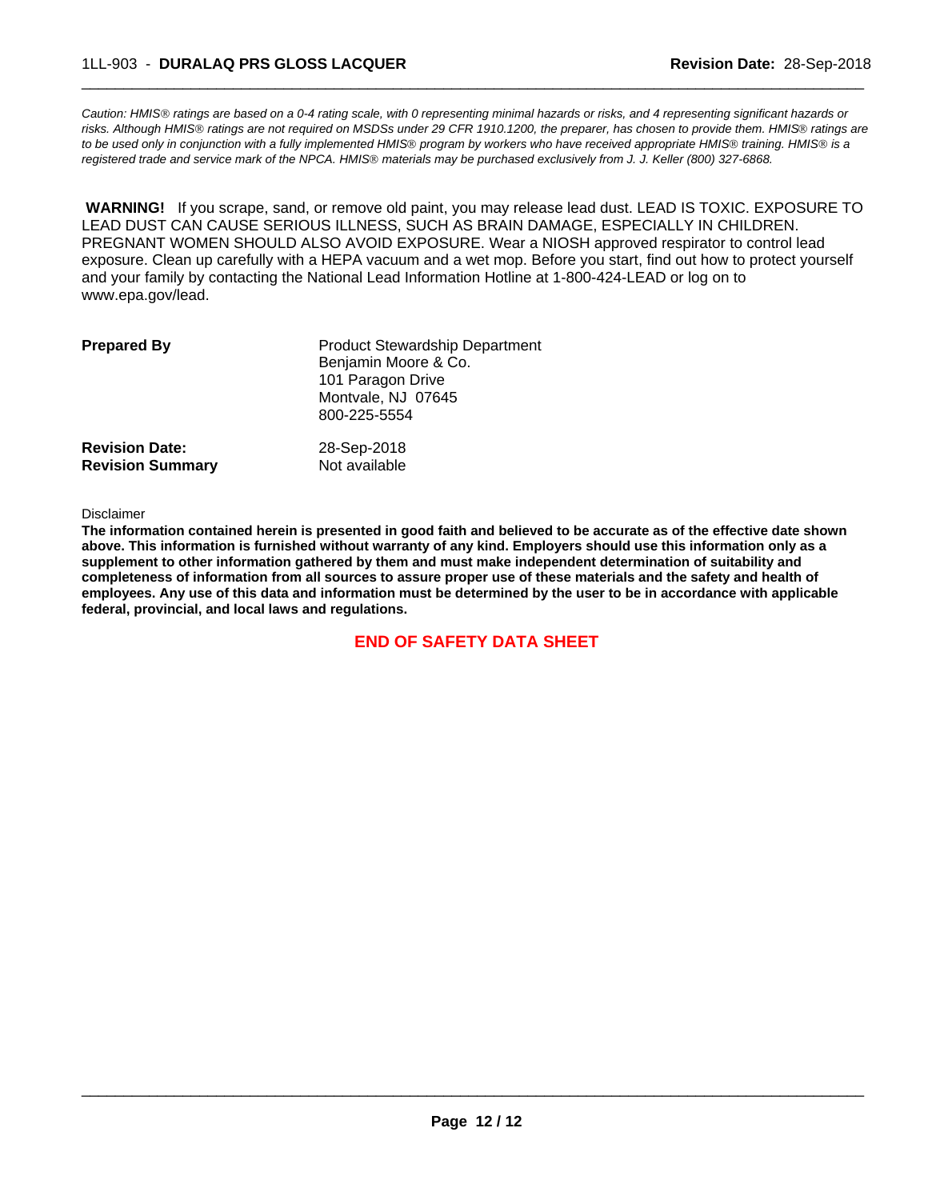*Caution: HMIS® ratings are based on a 0-4 rating scale, with 0 representing minimal hazards or risks, and 4 representing significant hazards or risks. Although HMIS® ratings are not required on MSDSs under 29 CFR 1910.1200, the preparer, has chosen to provide them. HMIS® ratings are to be used only in conjunction with a fully implemented HMIS® program by workers who have received appropriate HMIS® training. HMIS® is a registered trade and service mark of the NPCA. HMIS® materials may be purchased exclusively from J. J. Keller (800) 327-6868.*

**WARNING!** If you scrape, sand, or remove old paint, you may release lead dust. LEAD IS TOXIC. EXPOSURE TO LEAD DUST CAN CAUSE SERIOUS ILLNESS, SUCH AS BRAIN DAMAGE, ESPECIALLY IN CHILDREN. PREGNANT WOMEN SHOULD ALSO AVOID EXPOSURE. Wear a NIOSH approved respirator to control lead exposure. Clean up carefully with a HEPA vacuum and a wet mop. Before you start, find out how to protect yourself and your family by contacting the National Lead Information Hotline at 1-800-424-LEAD or log on to www.epa.gov/lead.

| | |
|---|---|
| **Prepared By** | Product Stewardship Department<br>Benjamin Moore & Co.<br>101 Paragon Drive<br>Montvale, NJ 07645<br>800-225-5554 |
| **Revision Date:** | 28-Sep-2018 |
| **Revision Summary** | Not available |

Disclaimer

**The information contained herein is presented in good faith and believed to be accurate as of the effective date shown above. This information is furnished without warranty of any kind. Employers should use this information only as a supplement to other information gathered by them and must make independent determination of suitability and completeness of information from all sources to assure proper use of these materials and the safety and health of employees. Any use of this data and information must be determined by the user to be in accordance with applicable federal, provincial, and local laws and regulations.**

**END OF SAFETY DATA SHEET**